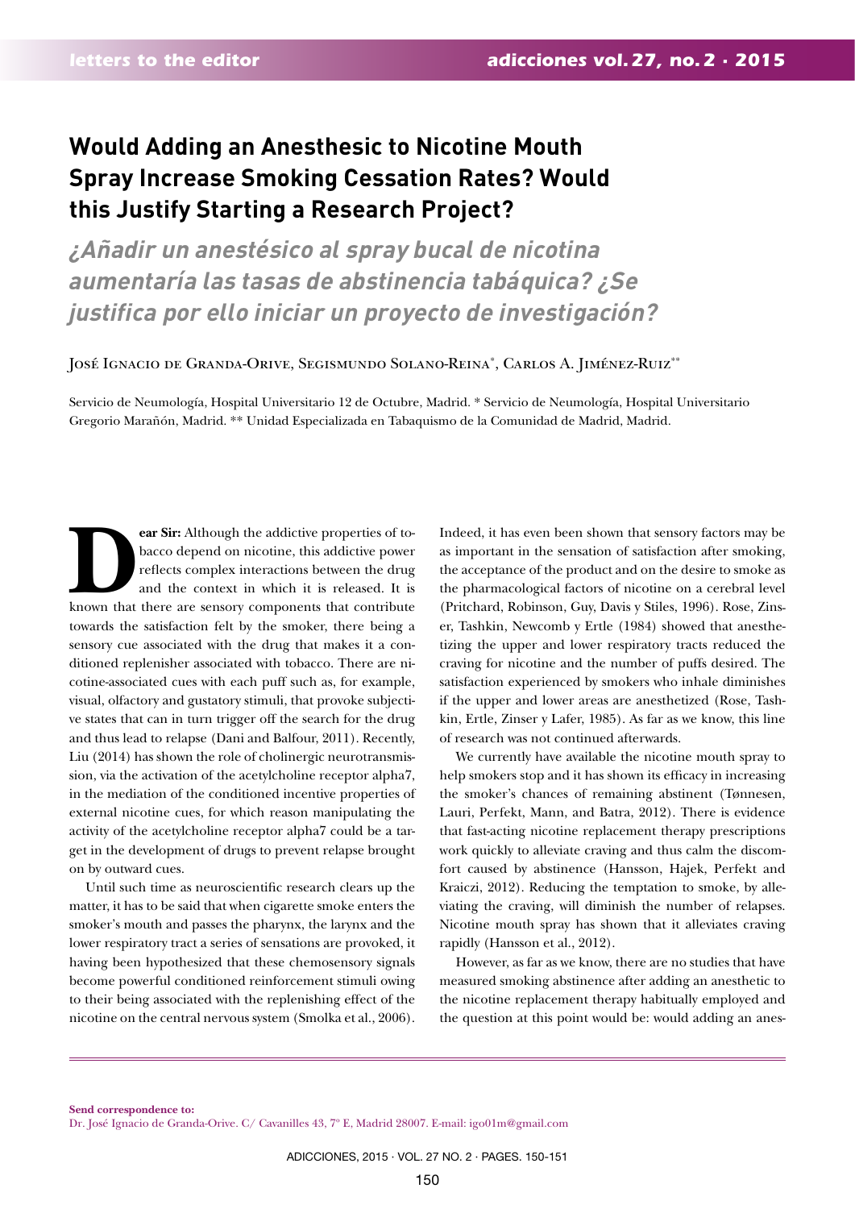# Would Adding an Anesthesic to Nicotine Mouth Spray Increase Smoking Cessation Rates? Would this Justify Starting a Research Project?

## *¿Añadir un anestésico al spray bucal de nicotina aumentaría las tasas de abstinencia tabáquica? ¿Se justifica por ello iniciar un proyecto de investigación?*

José Ignacio de Granda-Orive, Segismundo Solano-Reina*, Carlos A. Jiménez-Ruiz**

Servicio de Neumología, Hospital Universitario 12 de Octubre, Madrid. * Servicio de Neumología, Hospital Universitario Gregorio Marañón, Madrid. ** Unidad Especializada en Tabaquismo de la Comunidad de Madrid, Madrid.

**Dear Sir:** Although the addictive properties of tobacco depend on nicotine, this addictive power reflects complex interactions between the drug and the context in which it is released. It is known that there are sensory components that contribute towards the satisfaction felt by the smoker, there being a sensory cue associated with the drug that makes it a conditioned replenisher associated with tobacco. There are nicotine-associated cues with each puff such as, for example, visual, olfactory and gustatory stimuli, that provoke subjective states that can in turn trigger off the search for the drug and thus lead to relapse (Dani and Balfour, 2011). Recently, Liu (2014) has shown the role of cholinergic neurotransmission, via the activation of the acetylcholine receptor alpha7, in the mediation of the conditioned incentive properties of external nicotine cues, for which reason manipulating the activity of the acetylcholine receptor alpha7 could be a target in the development of drugs to prevent relapse brought on by outward cues.

Until such time as neuroscientific research clears up the matter, it has to be said that when cigarette smoke enters the smoker's mouth and passes the pharynx, the larynx and the lower respiratory tract a series of sensations are provoked, it having been hypothesized that these chemosensory signals become powerful conditioned reinforcement stimuli owing to their being associated with the replenishing effect of the nicotine on the central nervous system (Smolka et al., 2006). Indeed, it has even been shown that sensory factors may be as important in the sensation of satisfaction after smoking, the acceptance of the product and on the desire to smoke as the pharmacological factors of nicotine on a cerebral level (Pritchard, Robinson, Guy, Davis y Stiles, 1996). Rose, Zinser, Tashkin, Newcomb y Ertle (1984) showed that anesthetizing the upper and lower respiratory tracts reduced the craving for nicotine and the number of puffs desired. The satisfaction experienced by smokers who inhale diminishes if the upper and lower areas are anesthetized (Rose, Tashkin, Ertle, Zinser y Lafer, 1985). As far as we know, this line of research was not continued afterwards.

We currently have available the nicotine mouth spray to help smokers stop and it has shown its efficacy in increasing the smoker's chances of remaining abstinent (Tønnesen, Lauri, Perfekt, Mann, and Batra, 2012). There is evidence that fast-acting nicotine replacement therapy prescriptions work quickly to alleviate craving and thus calm the discomfort caused by abstinence (Hansson, Hajek, Perfekt and Kraiczi, 2012). Reducing the temptation to smoke, by alleviating the craving, will diminish the number of relapses. Nicotine mouth spray has shown that it alleviates craving rapidly (Hansson et al., 2012).

However, as far as we know, there are no studies that have measured smoking abstinence after adding an anesthetic to the nicotine replacement therapy habitually employed and the question at this point would be: would adding an anes-

**Send correspondence to:**
Dr. José Ignacio de Granda-Orive. C/ Cavanilles 43, 7º E, Madrid 28007. E-mail: igo01m@gmail.com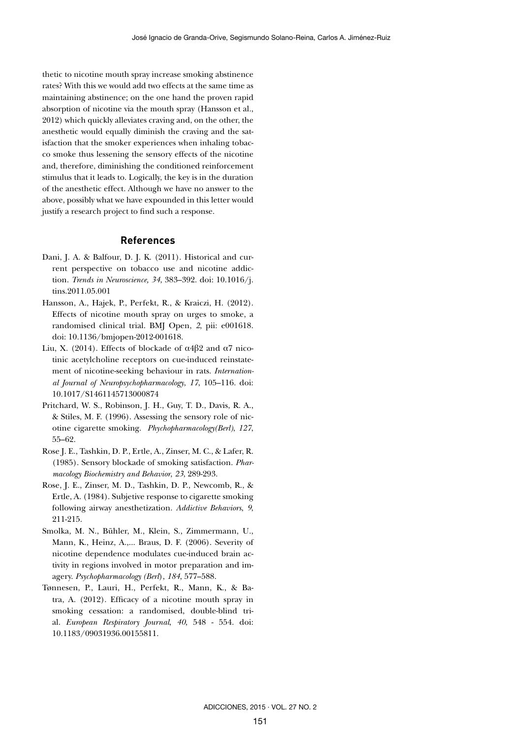thetic to nicotine mouth spray increase smoking abstinence rates? With this we would add two effects at the same time as maintaining abstinence; on the one hand the proven rapid absorption of nicotine via the mouth spray (Hansson et al., 2012) which quickly alleviates craving and, on the other, the anesthetic would equally diminish the craving and the satisfaction that the smoker experiences when inhaling tobacco smoke thus lessening the sensory effects of the nicotine and, therefore, diminishing the conditioned reinforcement stimulus that it leads to. Logically, the key is in the duration of the anesthetic effect. Although we have no answer to the above, possibly what we have expounded in this letter would justify a research project to find such a response.

## References

Dani, J. A. & Balfour, D. J. K. (2011). Historical and current perspective on tobacco use and nicotine addiction. *Trends in Neuroscience, 34*, 383–392. doi: 10.1016/j.tins.2011.05.001

Hansson, A., Hajek, P., Perfekt, R., & Kraiczi, H. (2012). Effects of nicotine mouth spray on urges to smoke, a randomised clinical trial. BMJ Open, *2*, pii: e001618. doi: 10.1136/bmjopen-2012-001618.

Liu, X. (2014). Effects of blockade of α4β2 and α7 nicotinic acetylcholine receptors on cue-induced reinstatement of nicotine-seeking behaviour in rats. *International Journal of Neuropsychopharmacology, 17*, 105–116. doi: 10.1017/S1461145713000874

Pritchard, W. S., Robinson, J. H., Guy, T. D., Davis, R. A., & Stiles, M. F. (1996). Assessing the sensory role of nicotine cigarette smoking. *Phychopharmacology(Berl), 127*, 55–62.

Rose J. E., Tashkin, D. P., Ertle, A., Zinser, M. C., & Lafer, R. (1985). Sensory blockade of smoking satisfaction. *Pharmacology Biochemistry and Behavior, 23*, 289-293.

Rose, J. E., Zinser, M. D., Tashkin, D. P., Newcomb, R., & Ertle, A. (1984). Subjetive response to cigarette smoking following airway anesthetization. *Addictive Behaviors, 9*, 211-215.

Smolka, M. N., Bühler, M., Klein, S., Zimmermann, U., Mann, K., Heinz, A.,... Braus, D. F. (2006). Severity of nicotine dependence modulates cue-induced brain activity in regions involved in motor preparation and imagery. *Psychopharmacology (Berl)*, *184*, 577–588.

Tønnesen, P., Lauri, H., Perfekt, R., Mann, K., & Batra, A. (2012). Efficacy of a nicotine mouth spray in smoking cessation: a randomised, double-blind trial. *European Respiratory Journal, 40*, 548 - 554. doi: 10.1183/09031936.00155811.